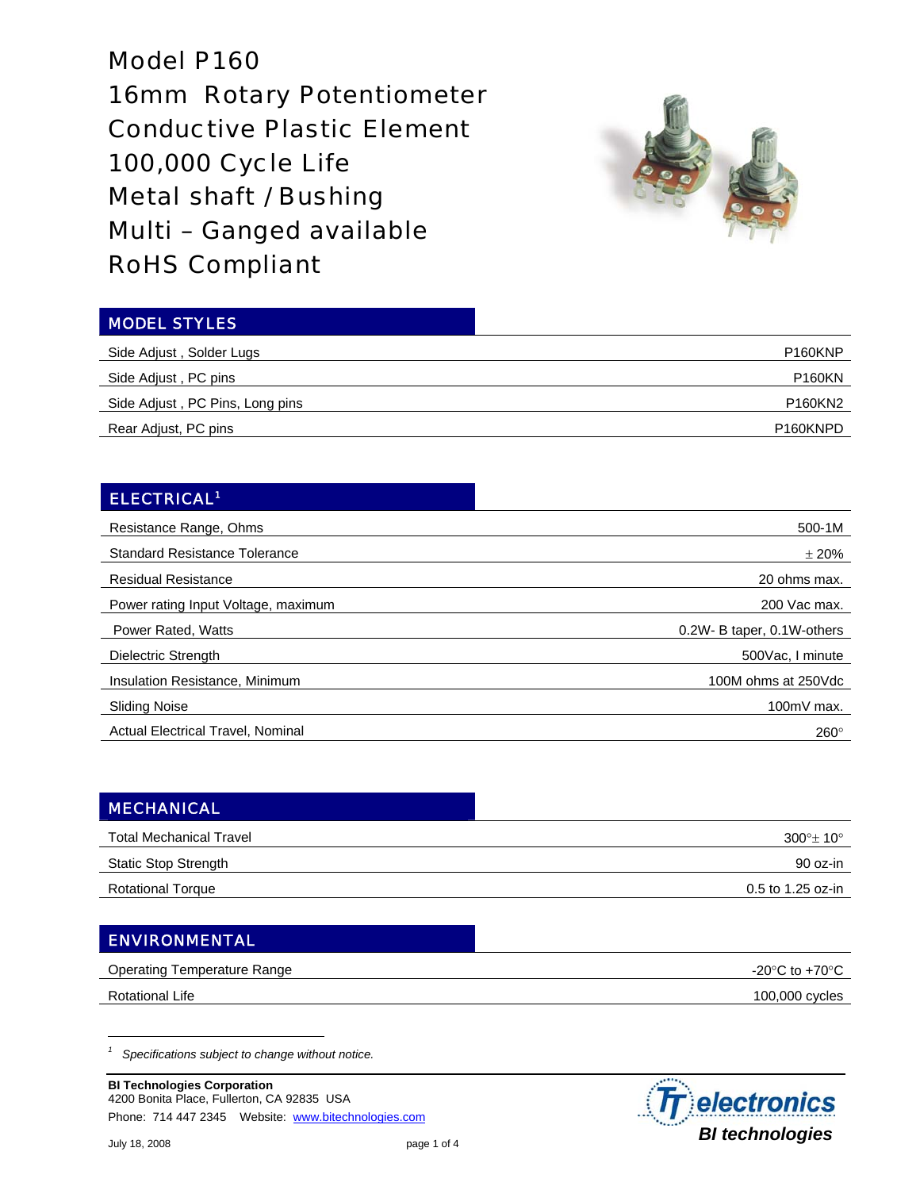# Model P160
# 16mm Rotary Potentiometer
# Conductive Plastic Element
# 100,000 Cycle Life
# Metal shaft / Bushing
# Multi – Ganged available
# RoHS Compliant

## MODEL STYLES

| | |
|---|---|
| Side Adjust , Solder Lugs | P160KNP |
| Side Adjust , PC pins | P160KN |
| Side Adjust , PC Pins, Long pins | P160KN2 |
| Rear Adjust, PC pins | P160KNPD |

## ELECTRICAL[1]

| | |
|---|---|
| Resistance Range, Ohms | 500-1M |
| Standard Resistance Tolerance | ± 20% |
| Residual Resistance | 20 ohms max. |
| Power rating Input Voltage, maximum | 200 Vac max. |
| Power Rated, Watts | 0.2W- B taper, 0.1W-others |
| Dielectric Strength | 500Vac, I minute |
| Insulation Resistance, Minimum | 100M ohms at 250Vdc |
| Sliding Noise | 100mV max. |
| Actual Electrical Travel, Nominal | 260° |

## MECHANICAL

| | |
|---|---|
| Total Mechanical Travel | 300°± 10° |
| Static Stop Strength | 90 oz-in |
| Rotational Torque | 0.5 to 1.25 oz-in |

## ENVIRONMENTAL

| | |
|---|---|
| Operating Temperature Range | -20°C to +70°C |
| Rotational Life | 100,000 cycles |

[1] *Specifications subject to change without notice.*

**BI Technologies Corporation**
4200 Bonita Place, Fullerton, CA 92835 USA
Phone: 714 447 2345 Website: www.bitechnologies.com

July 18, 2008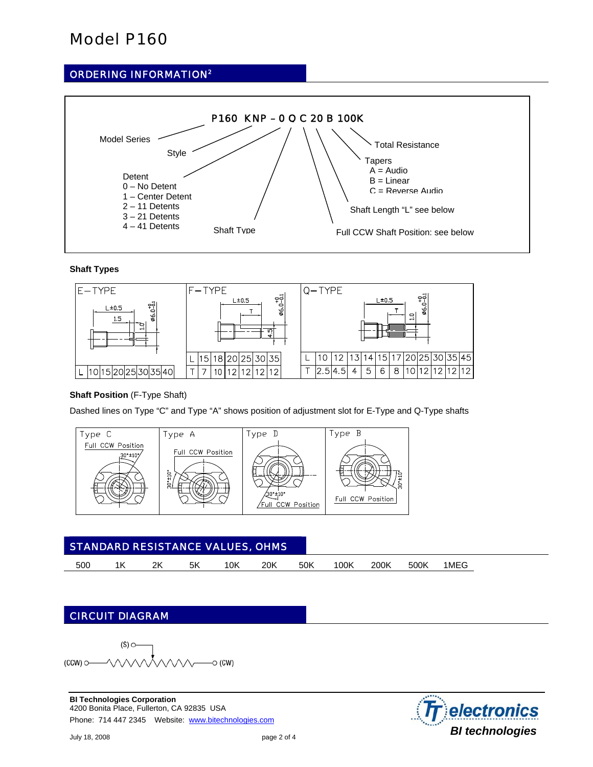# Model P160

## ORDERING INFORMATION[2]

**P160 KNP – 0 O C 20 B 100K**

- Model Series
- Style
- Detent
  - 0 – No Detent
  - 1 – Center Detent
  - 2 – 11 Detents
  - 3 – 21 Detents
  - 4 – 41 Detents
- Shaft Type
- Full CCW Shaft Position: see below
- Shaft Length "L" see below
- Tapers
  - A = Audio
  - B = Linear
  - C = Reverse Audio
- Total Resistance

**Shaft Types**

E-TYPE

| L | 10 | 15 | 20 | 25 | 30 | 35 | 40 |
|---|---|---|---|---|---|---|---|

F-TYPE

| L | 15 | 18 | 20 | 25 | 30 | 35 |
|---|---|---|---|---|---|---|
| T | 7 | 10 | 12 | 12 | 12 | 12 |

Q-TYPE

| L | 10 | 12 | 13 | 14 | 15 | 17 | 20 | 25 | 30 | 35 | 45 |
|---|---|---|---|---|---|---|---|---|---|---|---|
| T | 2.5 | 4.5 | 4 | 5 | 6 | 8 | 10 | 12 | 12 | 12 | 12 |

**Shaft Position** (F-Type Shaft)

Dashed lines on Type "C" and Type "A" shows position of adjustment slot for E-Type and Q-Type shafts

| Type C | Type A | Type D | Type B |
|---|---|---|---|
| Full CCW Position 30°±10° | Full CCW Position 30°±10° | 30°±10° Full CCW Position | Full CCW Position 30°±10° |

## STANDARD RESISTANCE VALUES, OHMS

| 500 | 1K | 2K | 5K | 10K | 20K | 50K | 100K | 200K | 500K | 1MEG |
|---|---|---|---|---|---|---|---|---|---|---|

## CIRCUIT DIAGRAM

(S), (CCW), (CW)

**BI Technologies Corporation**
4200 Bonita Place, Fullerton, CA 92835 USA
Phone: 714 447 2345 Website: www.bitechnologies.com

July 18, 2008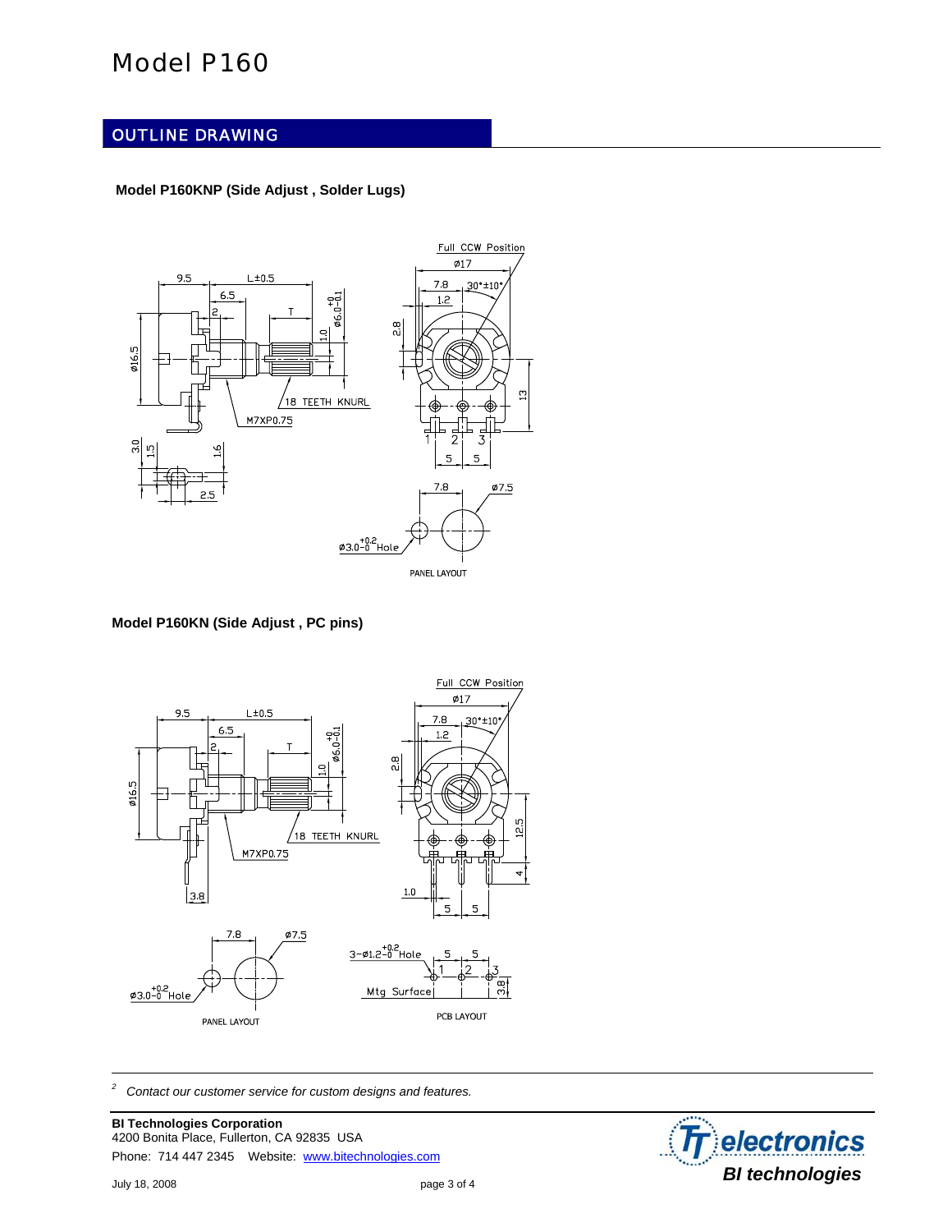# Model P160

## OUTLINE DRAWING

**Model P160KNP (Side Adjust , Solder Lugs)**

**Model P160KN (Side Adjust , PC pins)**

[2] *Contact our customer service for custom designs and features.*

**BI Technologies Corporation**
4200 Bonita Place, Fullerton, CA 92835 USA
Phone: 714 447 2345 Website: www.bitechnologies.com

July 18, 2008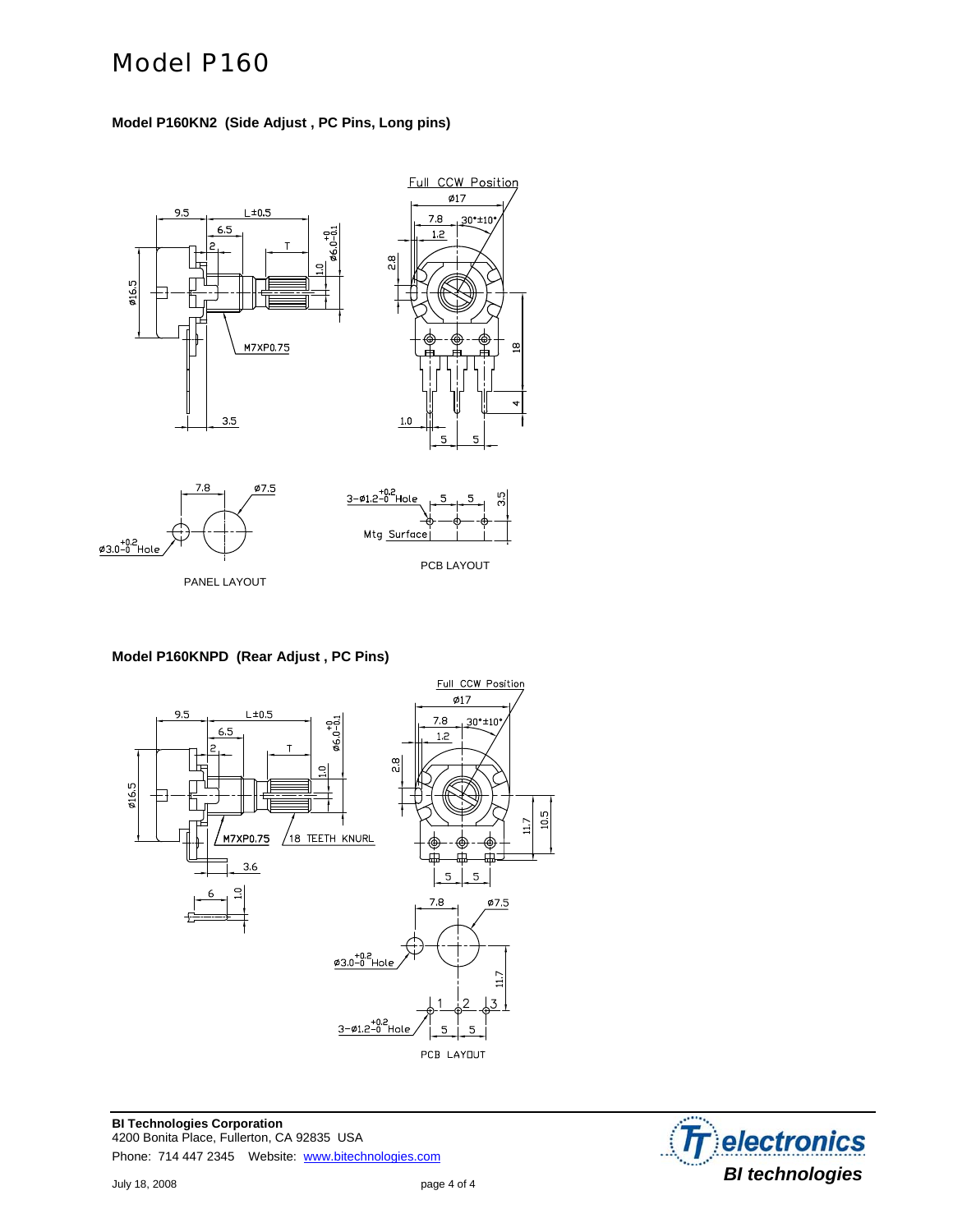# Model P160

**Model P160KN2 (Side Adjust , PC Pins, Long pins)**

Full CCW Position

Ø17

7.8

30°±10°

1.2

2.8

18

4

1.0

5 5

9.5

L±0.5

6.5

2

T

1.0

Ø6.0 +0 −0.1

Ø16.5

M7XP0.75

3.5

7.8

Ø7.5

Ø3.0 +0.2 −0 Hole

PANEL LAYOUT

3−Ø1.2 +0.2 −0 Hole

5 5

3.5

Mtg Surface

PCB LAYOUT

**Model P160KNPD (Rear Adjust , PC Pins)**

Full CCW Position

Ø17

7.8

30°±10°

1.2

2.8

11.7

10.5

5 5

9.5

L±0.5

6.5

2

T

1.0

Ø6.0 +0 −0.1

Ø16.5

M7XP0.75

18 TEETH KNURL

3.6

6

1.0

7.8

Ø7.5

Ø3.0 +0.2 −0 Hole

11.7

1 2 3

3−Ø1.2 +0.2 −0 Hole

5 5

PCB LAYOUT

**BI Technologies Corporation**
4200 Bonita Place, Fullerton, CA 92835 USA
Phone: 714 447 2345 Website: www.bitechnologies.com

July 18, 2008